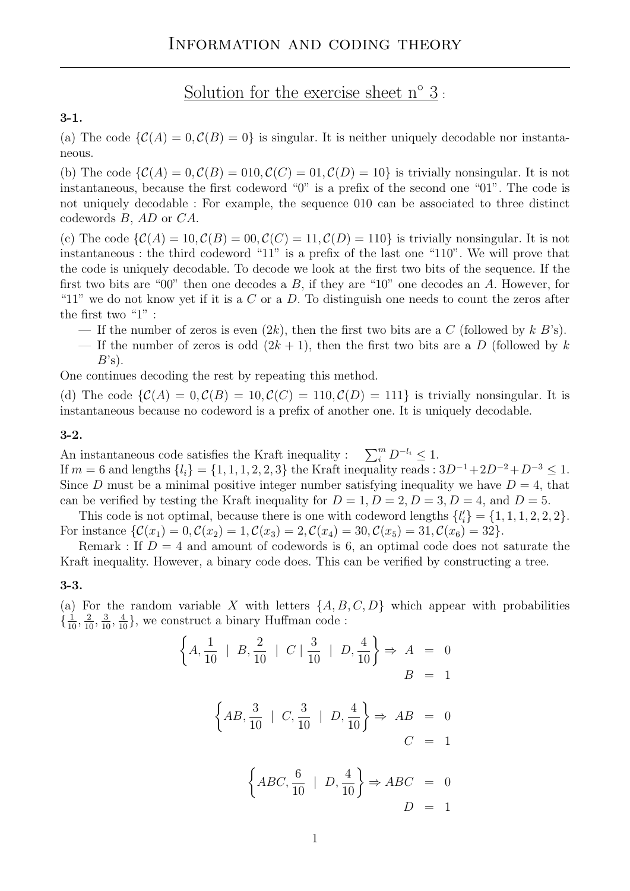# Information and coding theory

## Solution for the exercise sheet n° 3 :

### 3-1.

(a) The code $\{\mathcal{C}(A) = 0, \mathcal{C}(B) = 0\}$ is singular. It is neither uniquely decodable nor instantaneous.

(b) The code $\{\mathcal{C}(A) = 0, \mathcal{C}(B) = 010, \mathcal{C}(C) = 01, \mathcal{C}(D) = 10\}$ is trivially nonsingular. It is not instantaneous, because the first codeword "0" is a prefix of the second one "01". The code is not uniquely decodable : For example, the sequence 010 can be associated to three distinct codewords $B$, $AD$ or $CA$.

(c) The code $\{\mathcal{C}(A) = 10, \mathcal{C}(B) = 00, \mathcal{C}(C) = 11, \mathcal{C}(D) = 110\}$ is trivially nonsingular. It is not instantaneous : the third codeword "11" is a prefix of the last one "110". We will prove that the code is uniquely decodable. To decode we look at the first two bits of the sequence. If the first two bits are "00" then one decodes a $B$, if they are "10" one decodes an $A$. However, for "11" we do not know yet if it is a $C$ or a $D$. To distinguish one needs to count the zeros after the first two "1" :

- If the number of zeros is even ($2k$), then the first two bits are a $C$ (followed by $k$ $B$'s).
- If the number of zeros is odd ($2k+1$), then the first two bits are a $D$ (followed by $k$ $B$'s).

One continues decoding the rest by repeating this method.

(d) The code $\{\mathcal{C}(A) = 0, \mathcal{C}(B) = 10, \mathcal{C}(C) = 110, \mathcal{C}(D) = 111\}$ is trivially nonsingular. It is instantaneous because no codeword is a prefix of another one. It is uniquely decodable.

### 3-2.

An instantaneous code satisfies the Kraft inequality : $\sum_i^m D^{-l_i} \leq 1$.

If $m = 6$ and lengths $\{l_i\} = \{1, 1, 1, 2, 2, 3\}$ the Kraft inequality reads : $3D^{-1} + 2D^{-2} + D^{-3} \leq 1$. Since $D$ must be a minimal positive integer number satisfying inequality we have $D = 4$, that can be verified by testing the Kraft inequality for $D = 1$, $D = 2$, $D = 3$, $D = 4$, and $D = 5$.

This code is not optimal, because there is one with codeword lengths $\{l'_i\} = \{1, 1, 1, 2, 2, 2\}$. For instance $\{\mathcal{C}(x_1) = 0, \mathcal{C}(x_2) = 1, \mathcal{C}(x_3) = 2, \mathcal{C}(x_4) = 30, \mathcal{C}(x_5) = 31, \mathcal{C}(x_6) = 32\}$.

Remark : If $D = 4$ and amount of codewords is 6, an optimal code does not saturate the Kraft inequality. However, a binary code does. This can be verified by constructing a tree.

### 3-3.

(a) For the random variable $X$ with letters $\{A, B, C, D\}$ which appear with probabilities $\{\frac{1}{10}, \frac{2}{10}, \frac{3}{10}, \frac{4}{10}\}$, we construct a binary Huffman code :

$$\left\{A, \frac{1}{10} \;\middle|\; B, \frac{2}{10} \;\middle|\; C \;\middle|\; \frac{3}{10} \;\middle|\; D, \frac{4}{10}\right\} \Rightarrow \begin{array}{rcl} A & = & 0 \\ B & = & 1 \end{array}$$

$$\left\{AB, \frac{3}{10} \;\middle|\; C, \frac{3}{10} \;\middle|\; D, \frac{4}{10}\right\} \Rightarrow \begin{array}{rcl} AB & = & 0 \\ C & = & 1 \end{array}$$

$$\left\{ABC, \frac{6}{10} \;\middle|\; D, \frac{4}{10}\right\} \Rightarrow \begin{array}{rcl} ABC & = & 0 \\ D & = & 1 \end{array}$$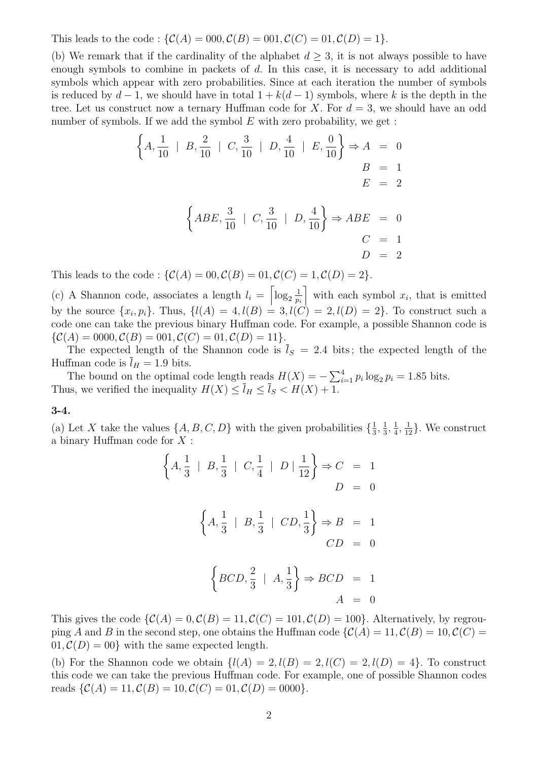This leads to the code : $\{\mathcal{C}(A) = 000, \mathcal{C}(B) = 001, \mathcal{C}(C) = 01, \mathcal{C}(D) = 1\}$.

(b) We remark that if the cardinality of the alphabet $d \geq 3$, it is not always possible to have enough symbols to combine in packets of $d$. In this case, it is necessary to add additional symbols which appear with zero probabilities. Since at each iteration the number of symbols is reduced by $d-1$, we should have in total $1 + k(d-1)$ symbols, where $k$ is the depth in the tree. Let us construct now a ternary Huffman code for $X$. For $d = 3$, we should have an odd number of symbols. If we add the symbol $E$ with zero probability, we get :

$$\left\{A, \frac{1}{10} \;\mid\; B, \frac{2}{10} \;\mid\; C, \frac{3}{10} \;\mid\; D, \frac{4}{10} \;\mid\; E, \frac{0}{10}\right\} \Rightarrow \begin{aligned} A &= 0 \\ B &= 1 \\ E &= 2 \end{aligned}$$

$$\left\{ABE, \frac{3}{10} \;\mid\; C, \frac{3}{10} \;\mid\; D, \frac{4}{10}\right\} \Rightarrow \begin{aligned} ABE &= 0 \\ C &= 1 \\ D &= 2 \end{aligned}$$

This leads to the code : $\{\mathcal{C}(A) = 00, \mathcal{C}(B) = 01, \mathcal{C}(C) = 1, \mathcal{C}(D) = 2\}$.

(c) A Shannon code, associates a length $l_i = \left\lceil \log_2 \frac{1}{p_i} \right\rceil$ with each symbol $x_i$, that is emitted by the source $\{x_i, p_i\}$. Thus, $\{l(A) = 4, l(B) = 3, l(C) = 2, l(D) = 2\}$. To construct such a code one can take the previous binary Huffman code. For example, a possible Shannon code is $\{\mathcal{C}(A) = 0000, \mathcal{C}(B) = 001, \mathcal{C}(C) = 01, \mathcal{C}(D) = 11\}$.

The expected length of the Shannon code is $\bar{l}_S = 2.4$ bits ; the expected length of the Huffman code is $\bar{l}_H = 1.9$ bits.

The bound on the optimal code length reads $H(X) = -\sum_{i=1}^{4} p_i \log_2 p_i = 1.85$ bits. Thus, we verified the inequality $H(X) \leq \bar{l}_H \leq \bar{l}_S < H(X) + 1$.

**3-4.**

(a) Let $X$ take the values $\{A, B, C, D\}$ with the given probabilities $\{\frac{1}{3}, \frac{1}{3}, \frac{1}{4}, \frac{1}{12}\}$. We construct a binary Huffman code for $X$ :

$$\left\{A, \frac{1}{3} \;\mid\; B, \frac{1}{3} \;\mid\; C, \frac{1}{4} \;\mid\; D \mid \frac{1}{12}\right\} \Rightarrow \begin{aligned} C &= 1 \\ D &= 0 \end{aligned}$$

$$\left\{A, \frac{1}{3} \;\mid\; B, \frac{1}{3} \;\mid\; CD, \frac{1}{3}\right\} \Rightarrow \begin{aligned} B &= 1 \\ CD &= 0 \end{aligned}$$

$$\left\{BCD, \frac{2}{3} \;\mid\; A, \frac{1}{3}\right\} \Rightarrow \begin{aligned} BCD &= 1 \\ A &= 0 \end{aligned}$$

This gives the code $\{\mathcal{C}(A) = 0, \mathcal{C}(B) = 11, \mathcal{C}(C) = 101, \mathcal{C}(D) = 100\}$. Alternatively, by regrouping $A$ and $B$ in the second step, one obtains the Huffman code $\{\mathcal{C}(A) = 11, \mathcal{C}(B) = 10, \mathcal{C}(C) = 01, \mathcal{C}(D) = 00\}$ with the same expected length.

(b) For the Shannon code we obtain $\{l(A) = 2, l(B) = 2, l(C) = 2, l(D) = 4\}$. To construct this code we can take the previous Huffman code. For example, one of possible Shannon codes reads $\{\mathcal{C}(A) = 11, \mathcal{C}(B) = 10, \mathcal{C}(C) = 01, \mathcal{C}(D) = 0000\}$.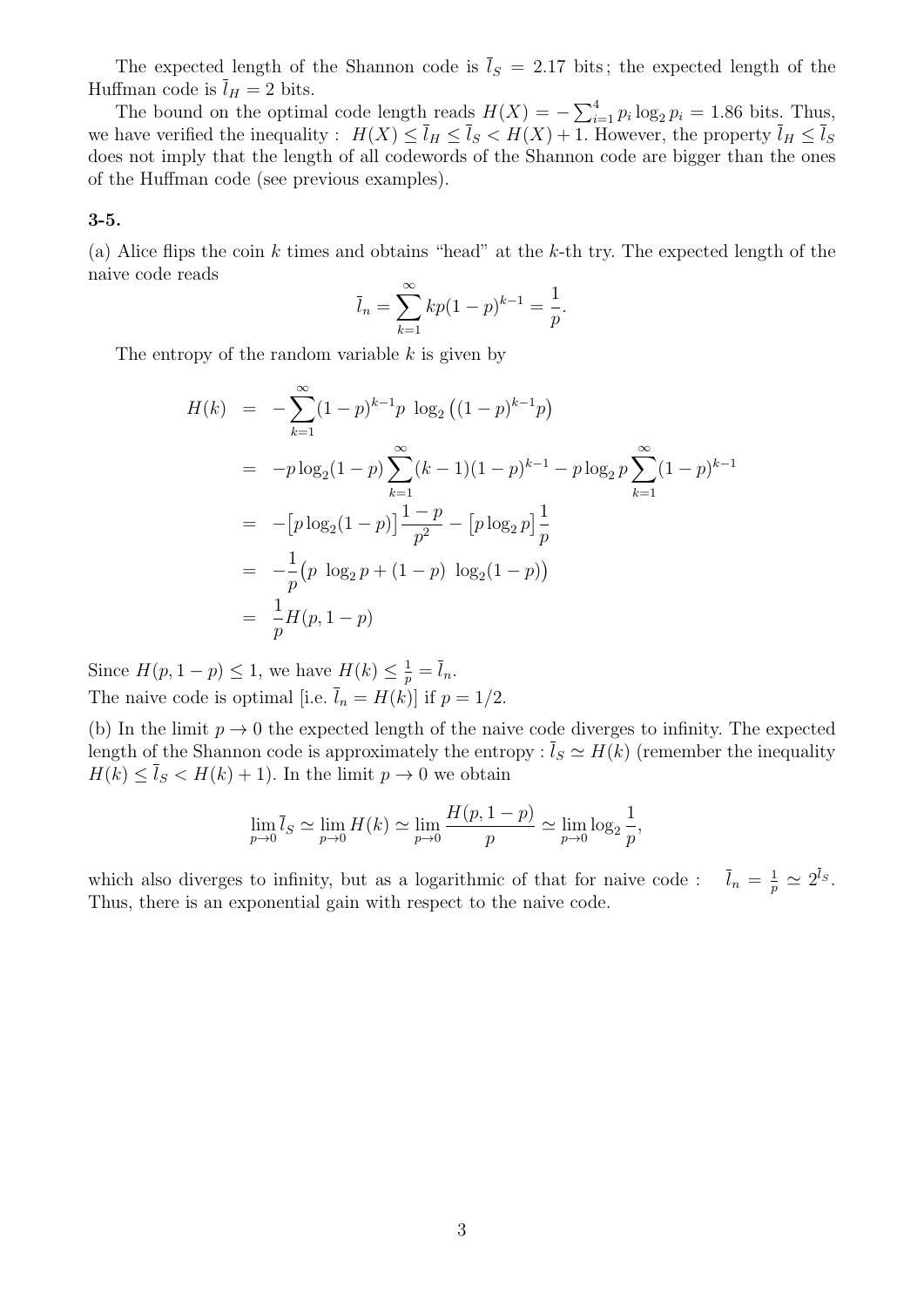The expected length of the Shannon code is $\bar{l}_S = 2.17$ bits; the expected length of the Huffman code is $\bar{l}_H = 2$ bits.

The bound on the optimal code length reads $H(X) = -\sum_{i=1}^{4} p_i \log_2 p_i = 1.86$ bits. Thus, we have verified the inequality : $H(X) \le \bar{l}_H \le \bar{l}_S < H(X) + 1$. However, the property $\bar{l}_H \le \bar{l}_S$ does not imply that the length of all codewords of the Shannon code are bigger than the ones of the Huffman code (see previous examples).

**3-5.**

(a) Alice flips the coin $k$ times and obtains "head" at the $k$-th try. The expected length of the naive code reads

$$\bar{l}_n = \sum_{k=1}^{\infty} k p (1-p)^{k-1} = \frac{1}{p}.$$

The entropy of the random variable $k$ is given by

$$\begin{aligned}
H(k) &= -\sum_{k=1}^{\infty} (1-p)^{k-1} p \ \log_2 \left( (1-p)^{k-1} p \right) \\
&= -p \log_2 (1-p) \sum_{k=1}^{\infty} (k-1)(1-p)^{k-1} - p \log_2 p \sum_{k=1}^{\infty} (1-p)^{k-1} \\
&= -\left[ p \log_2 (1-p) \right] \frac{1-p}{p^2} - \left[ p \log_2 p \right] \frac{1}{p} \\
&= -\frac{1}{p} \left( p \ \log_2 p + (1-p) \ \log_2 (1-p) \right) \\
&= \frac{1}{p} H(p, 1-p)
\end{aligned}$$

Since $H(p, 1-p) \le 1$, we have $H(k) \le \frac{1}{p} = \bar{l}_n$.
The naive code is optimal [i.e. $\bar{l}_n = H(k)$] if $p = 1/2$.

(b) In the limit $p \to 0$ the expected length of the naive code diverges to infinity. The expected length of the Shannon code is approximately the entropy : $\bar{l}_S \simeq H(k)$ (remember the inequality $H(k) \le \bar{l}_S < H(k) + 1$). In the limit $p \to 0$ we obtain

$$\lim_{p \to 0} \bar{l}_S \simeq \lim_{p \to 0} H(k) \simeq \lim_{p \to 0} \frac{H(p, 1-p)}{p} \simeq \lim_{p \to 0} \log_2 \frac{1}{p},$$

which also diverges to infinity, but as a logarithmic of that for naive code : $\bar{l}_n = \frac{1}{p} \simeq 2^{\bar{l}_S}$. Thus, there is an exponential gain with respect to the naive code.